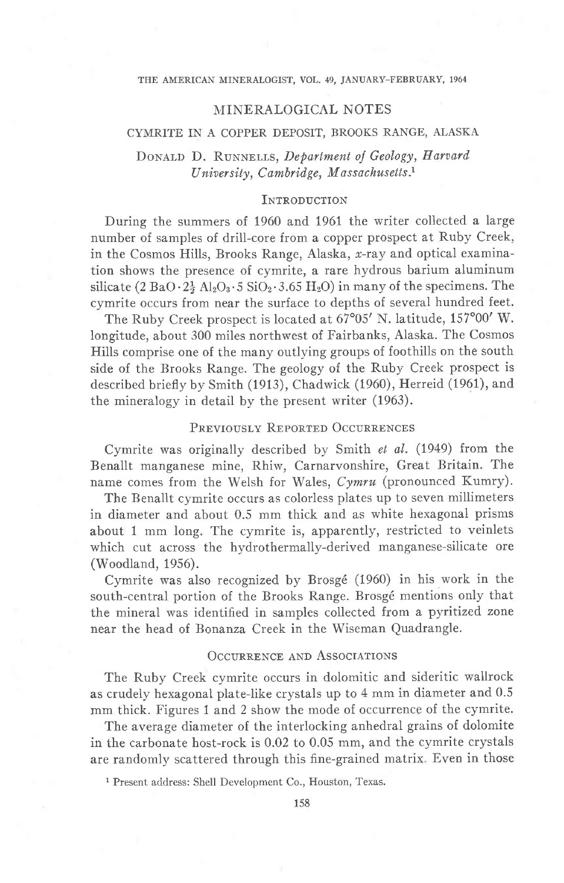# MINERALOGICAL NOTES

## CYMRITE IN A COPPER DEPOSIT, BROOKS RANGE, ALASKA

DONALD D. RUNNELLS, *Department of Geology, Harvard University, Cambridge, Massachusetts.*[1]

### INTRODUCTION

During the summers of 1960 and 1961 the writer collected a large number of samples of drill-core from a copper prospect at Ruby Creek, in the Cosmos Hills, Brooks Range, Alaska, *x*-ray and optical examination shows the presence of cymrite, a rare hydrous barium aluminum silicate ($2\,BaO \cdot 2\frac{1}{2}\,Al_2O_3 \cdot 5\,SiO_2 \cdot 3.65\,H_2O$) in many of the specimens. The cymrite occurs from near the surface to depths of several hundred feet.

The Ruby Creek prospect is located at 67°05′ N. latitude, 157°00′ W. longitude, about 300 miles northwest of Fairbanks, Alaska. The Cosmos Hills comprise one of the many outlying groups of foothills on the south side of the Brooks Range. The geology of the Ruby Creek prospect is described briefly by Smith (1913), Chadwick (1960), Herreid (1961), and the mineralogy in detail by the present writer (1963).

### PREVIOUSLY REPORTED OCCURRENCES

Cymrite was originally described by Smith *et al.* (1949) from the Benallt manganese mine, Rhiw, Carnarvonshire, Great Britain. The name comes from the Welsh for Wales, *Cymru* (pronounced Kumry).

The Benallt cymrite occurs as colorless plates up to seven millimeters in diameter and about 0.5 mm thick and as white hexagonal prisms about 1 mm long. The cymrite is, apparently, restricted to veinlets which cut across the hydrothermally-derived manganese-silicate ore (Woodland, 1956).

Cymrite was also recognized by Brosgé (1960) in his work in the south-central portion of the Brooks Range. Brosgé mentions only that the mineral was identified in samples collected from a pyritized zone near the head of Bonanza Creek in the Wiseman Quadrangle.

### OCCURRENCE AND ASSOCIATIONS

The Ruby Creek cymrite occurs in dolomitic and sideritic wallrock as crudely hexagonal plate-like crystals up to 4 mm in diameter and 0.5 mm thick. Figures 1 and 2 show the mode of occurrence of the cymrite.

The average diameter of the interlocking anhedral grains of dolomite in the carbonate host-rock is 0.02 to 0.05 mm, and the cymrite crystals are randomly scattered through this fine-grained matrix. Even in those

[1] Present address: Shell Development Co., Houston, Texas.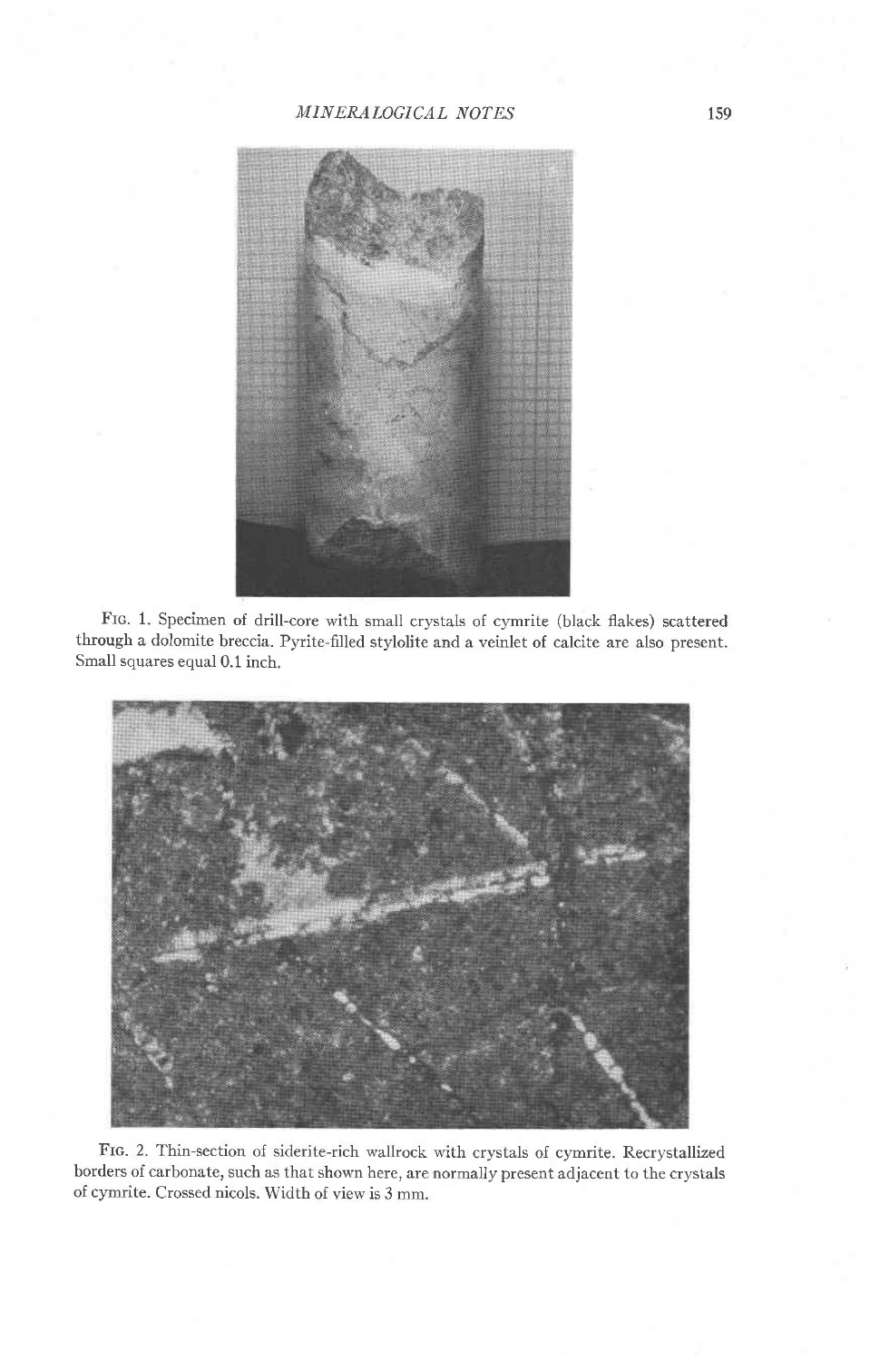Fig. 1. Specimen of drill-core with small crystals of cymrite (black flakes) scattered through a dolomite breccia. Pyrite-filled stylolite and a veinlet of calcite are also present. Small squares equal 0.1 inch.

Fig. 2. Thin-section of siderite-rich wallrock with crystals of cymrite. Recrystallized borders of carbonate, such as that shown here, are normally present adjacent to the crystals of cymrite. Crossed nicols. Width of view is 3 mm.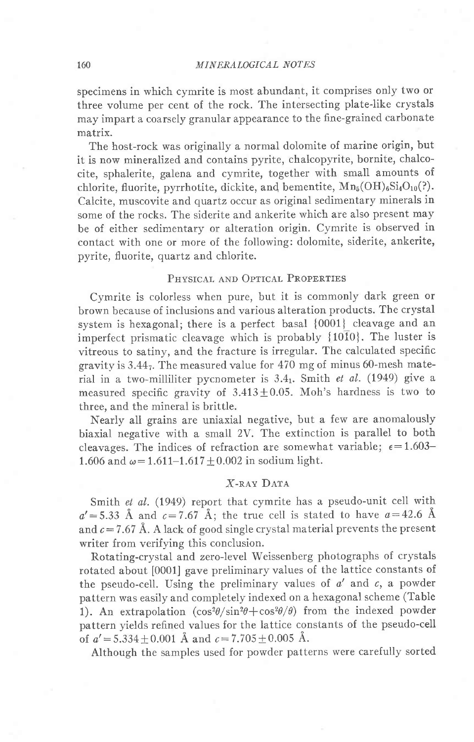specimens in which cymrite is most abundant, it comprises only two or three volume per cent of the rock. The intersecting plate-like crystals may impart a coarsely granular appearance to the fine-grained carbonate matrix.

The host-rock was originally a normal dolomite of marine origin, but it is now mineralized and contains pyrite, chalcopyrite, bornite, chalcocite, sphalerite, galena and cymrite, together with small amounts of chlorite, fluorite, pyrrhotite, dickite, and bementite, $Mn_5(OH)_6Si_4O_{10}$(?). Calcite, muscovite and quartz occur as original sedimentary minerals in some of the rocks. The siderite and ankerite which are also present may be of either sedimentary or alteration origin. Cymrite is observed in contact with one or more of the following: dolomite, siderite, ankerite, pyrite, fluorite, quartz and chlorite.

## Physical and Optical Properties

Cymrite is colorless when pure, but it is commonly dark green or brown because of inclusions and various alteration products. The crystal system is hexagonal; there is a perfect basal {0001} cleavage and an imperfect prismatic cleavage which is probably $\{10\bar{1}0\}$. The luster is vitreous to satiny, and the fracture is irregular. The calculated specific gravity is $3.44_7$. The measured value for 470 mg of minus 60-mesh material in a two-milliliter pycnometer is $3.4_1$. Smith *et al.* (1949) give a measured specific gravity of $3.413 \pm 0.05$. Moh's hardness is two to three, and the mineral is brittle.

Nearly all grains are uniaxial negative, but a few are anomalously biaxial negative with a small 2V. The extinction is parallel to both cleavages. The indices of refraction are somewhat variable; $\epsilon = 1.603$–$1.606$ and $\omega = 1.611$–$1.617 \pm 0.002$ in sodium light.

## X-ray Data

Smith *et al.* (1949) report that cymrite has a pseudo-unit cell with $a' = 5.33$ Å and $c = 7.67$ Å; the true cell is stated to have $a = 42.6$ Å and $c = 7.67$ Å. A lack of good single crystal material prevents the present writer from verifying this conclusion.

Rotating-crystal and zero-level Weissenberg photographs of crystals rotated about [0001] gave preliminary values of the lattice constants of the pseudo-cell. Using the preliminary values of $a'$ and $c$, a powder pattern was easily and completely indexed on a hexagonal scheme (Table 1). An extrapolation $(\cos^2\theta/\sin^2\theta + \cos^2\theta/\theta)$ from the indexed powder pattern yields refined values for the lattice constants of the pseudo-cell of $a' = 5.334 \pm 0.001$ Å and $c = 7.705 \pm 0.005$ Å.

Although the samples used for powder patterns were carefully sorted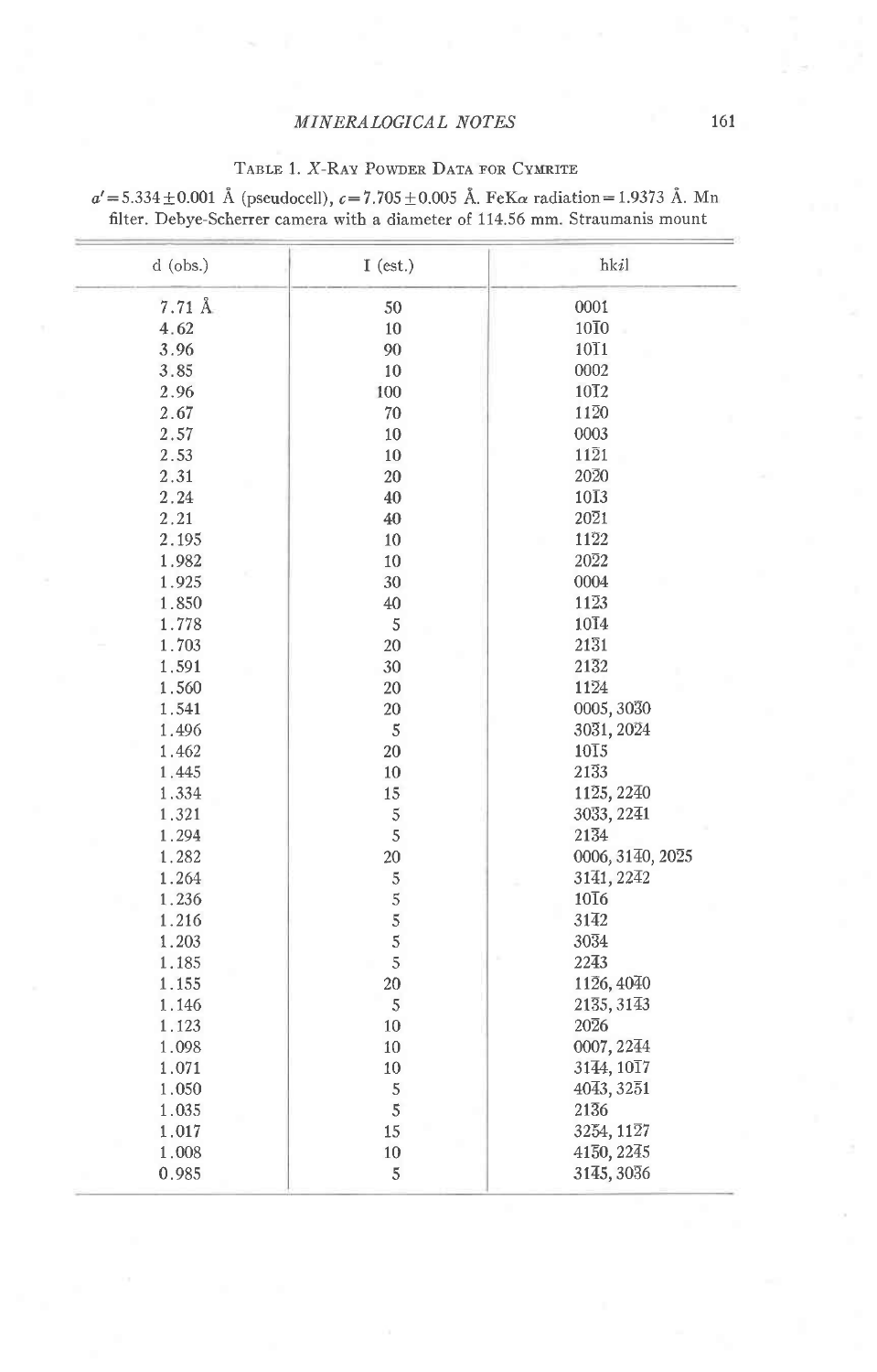TABLE 1. *X*-RAY POWDER DATA FOR CYMRITE

$a'=5.334\pm0.001$ Å (pseudocell), $c=7.705\pm0.005$ Å. FeK$\alpha$ radiation = 1.9373 Å. Mn filter. Debye-Scherrer camera with a diameter of 114.56 mm. Straumanis mount

| d (obs.) | I (est.) | hk*i*l |
|---|---|---|
| 7.71 Å | 50 | 0001 |
| 4.62 | 10 | $10\bar{1}0$ |
| 3.96 | 90 | $10\bar{1}1$ |
| 3.85 | 10 | 0002 |
| 2.96 | 100 | $10\bar{1}2$ |
| 2.67 | 70 | $11\bar{2}0$ |
| 2.57 | 10 | 0003 |
| 2.53 | 10 | $11\bar{2}1$ |
| 2.31 | 20 | $20\bar{2}0$ |
| 2.24 | 40 | $10\bar{1}3$ |
| 2.21 | 40 | $20\bar{2}1$ |
| 2.195 | 10 | $11\bar{2}2$ |
| 1.982 | 10 | $20\bar{2}2$ |
| 1.925 | 30 | 0004 |
| 1.850 | 40 | $11\bar{2}3$ |
| 1.778 | 5 | $10\bar{1}4$ |
| 1.703 | 20 | $21\bar{3}1$ |
| 1.591 | 30 | $21\bar{3}2$ |
| 1.560 | 20 | $11\bar{2}4$ |
| 1.541 | 20 | 0005, $30\bar{3}0$ |
| 1.496 | 5 | $30\bar{3}1$, $20\bar{2}4$ |
| 1.462 | 20 | $10\bar{1}5$ |
| 1.445 | 10 | $21\bar{3}3$ |
| 1.334 | 15 | $11\bar{2}5$, $22\bar{4}0$ |
| 1.321 | 5 | $30\bar{3}3$, $22\bar{4}1$ |
| 1.294 | 5 | $21\bar{3}4$ |
| 1.282 | 20 | 0006, $31\bar{4}0$, $20\bar{2}5$ |
| 1.264 | 5 | $31\bar{4}1$, $22\bar{4}2$ |
| 1.236 | 5 | $10\bar{1}6$ |
| 1.216 | 5 | $31\bar{4}2$ |
| 1.203 | 5 | $30\bar{3}4$ |
| 1.185 | 5 | $22\bar{4}3$ |
| 1.155 | 20 | $11\bar{2}6$, $40\bar{4}0$ |
| 1.146 | 5 | $21\bar{3}5$, $31\bar{4}3$ |
| 1.123 | 10 | $20\bar{2}6$ |
| 1.098 | 10 | 0007, $22\bar{4}4$ |
| 1.071 | 10 | $31\bar{4}4$, $10\bar{1}7$ |
| 1.050 | 5 | $40\bar{4}3$, $32\bar{5}1$ |
| 1.035 | 5 | $21\bar{3}6$ |
| 1.017 | 15 | $32\bar{5}4$, $11\bar{2}7$ |
| 1.008 | 10 | $41\bar{5}0$, $22\bar{4}5$ |
| 0.985 | 5 | $31\bar{4}5$, $30\bar{3}6$ |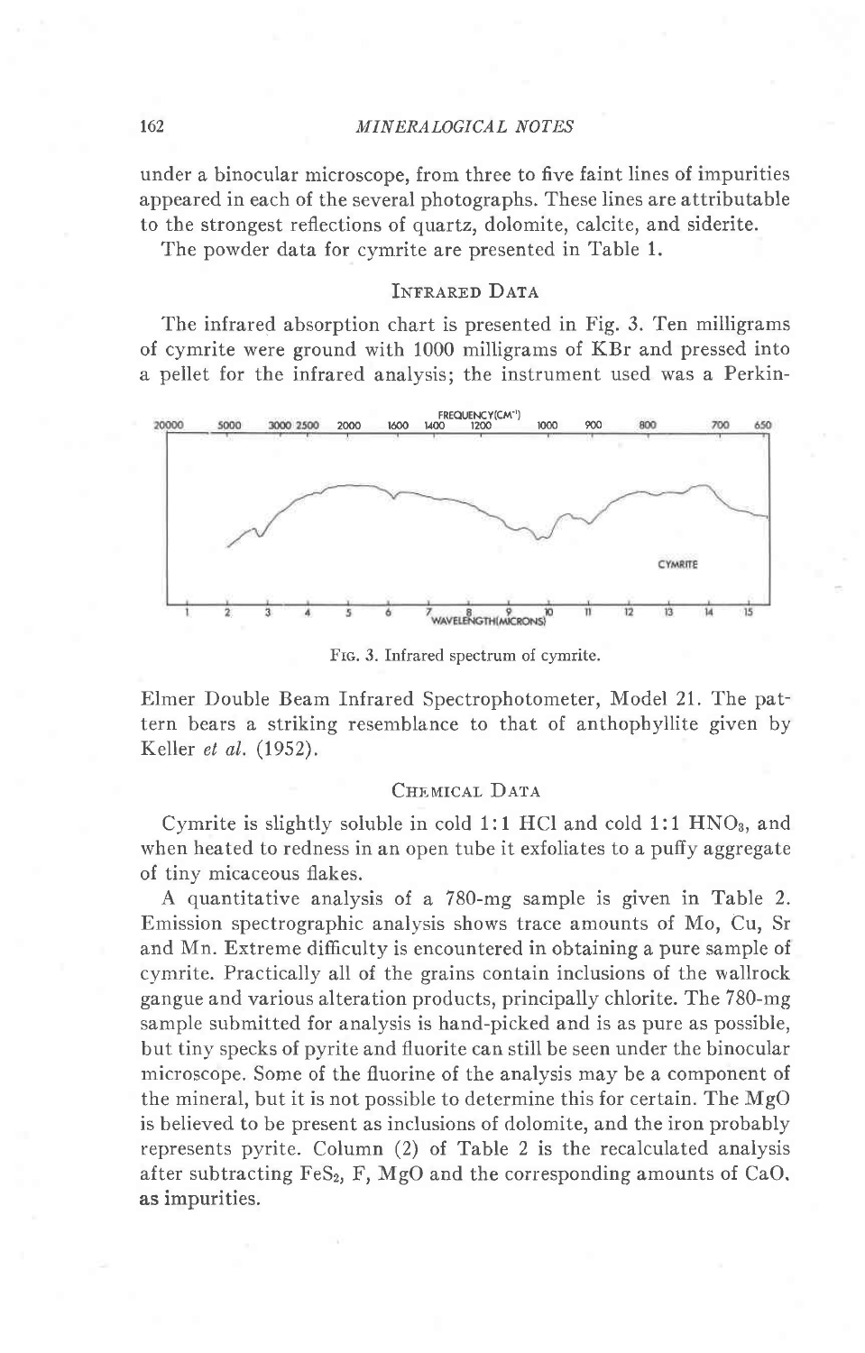under a binocular microscope, from three to five faint lines of impurities appeared in each of the several photographs. These lines are attributable to the strongest reflections of quartz, dolomite, calcite, and siderite.

The powder data for cymrite are presented in Table 1.

## Infrared Data

The infrared absorption chart is presented in Fig. 3. Ten milligrams of cymrite were ground with 1000 milligrams of KBr and pressed into a pellet for the infrared analysis; the instrument used was a Perkin-Elmer Double Beam Infrared Spectrophotometer, Model 21. The pattern bears a striking resemblance to that of anthophyllite given by Keller *et al.* (1952).

Fig. 3. Infrared spectrum of cymrite.

## Chemical Data

Cymrite is slightly soluble in cold 1:1 HCl and cold 1:1 $HNO_3$, and when heated to redness in an open tube it exfoliates to a puffy aggregate of tiny micaceous flakes.

A quantitative analysis of a 780-mg sample is given in Table 2. Emission spectrographic analysis shows trace amounts of Mo, Cu, Sr and Mn. Extreme difficulty is encountered in obtaining a pure sample of cymrite. Practically all of the grains contain inclusions of the wallrock gangue and various alteration products, principally chlorite. The 780-mg sample submitted for analysis is hand-picked and is as pure as possible, but tiny specks of pyrite and fluorite can still be seen under the binocular microscope. Some of the fluorine of the analysis may be a component of the mineral, but it is not possible to determine this for certain. The MgO is believed to be present as inclusions of dolomite, and the iron probably represents pyrite. Column (2) of Table 2 is the recalculated analysis after subtracting $FeS_2$, F, MgO and the corresponding amounts of CaO, as impurities.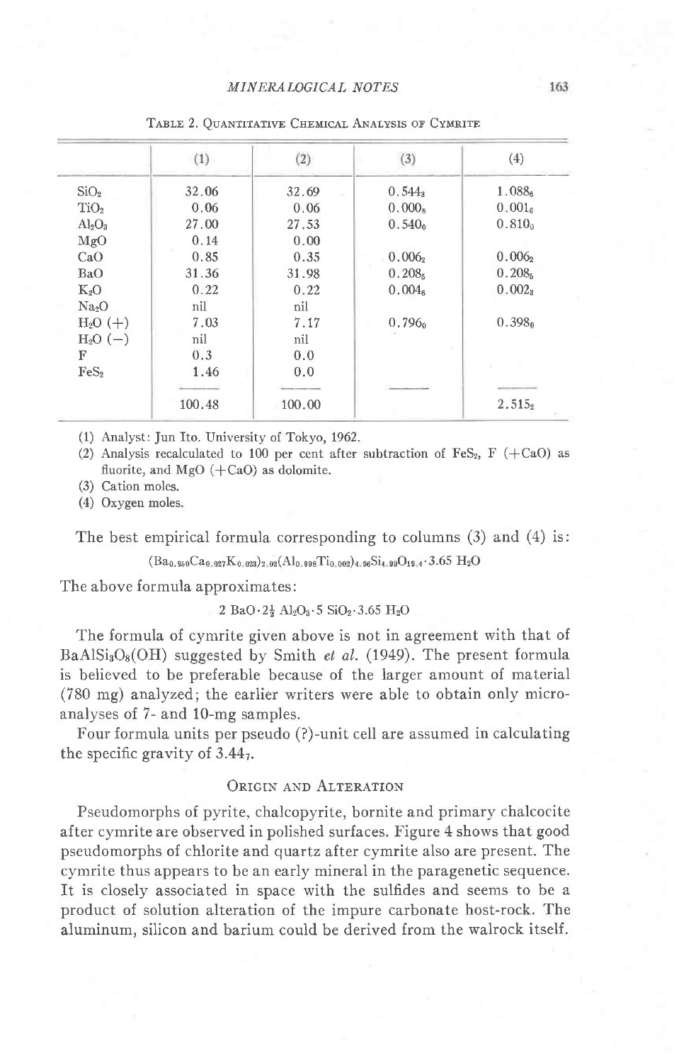Table 2. Quantitative Chemical Analysis of Cymrite

| | (1) | (2) | (3) | (4) |
|---|---|---|---|---|
| $SiO_2$ | 32.06 | 32.69 | $0.544_3$ | $1.088_6$ |
| $TiO_2$ | 0.06 | 0.06 | $0.000_8$ | $0.001_6$ |
| $Al_2O_3$ | 27.00 | 27.53 | $0.540_0$ | $0.810_0$ |
| MgO | 0.14 | 0.00 | | |
| CaO | 0.85 | 0.35 | $0.006_2$ | $0.006_2$ |
| BaO | 31.36 | 31.98 | $0.208_5$ | $0.208_5$ |
| $K_2O$ | 0.22 | 0.22 | $0.004_6$ | $0.002_3$ |
| $Na_2O$ | nil | nil | | |
| $H_2O$ (+) | 7.03 | 7.17 | $0.796_0$ | $0.398_0$ |
| $H_2O$ (−) | nil | nil | | |
| F | 0.3 | 0.0 | | |
| $FeS_2$ | 1.46 | 0.0 | | |
| | 100.48 | 100.00 | | $2.515_2$ |

(1) Analyst: Jun Ito. University of Tokyo, 1962.

(2) Analysis recalculated to 100 per cent after subtraction of $FeS_2$, F (+CaO) as fluorite, and MgO (+CaO) as dolomite.

(3) Cation moles.

(4) Oxygen moles.

The best empirical formula corresponding to columns (3) and (4) is:

$$(Ba_{0.950}Ca_{0.027}K_{0.023})_{2.02}(Al_{0.998}Ti_{0.002})_{4.96}Si_{4.99}O_{19.4}\cdot 3.65\ H_2O$$

The above formula approximates:

$$2\ BaO\cdot 2\tfrac{1}{2}\ Al_2O_3\cdot 5\ SiO_2\cdot 3.65\ H_2O$$

The formula of cymrite given above is not in agreement with that of $BaAlSi_3O_8(OH)$ suggested by Smith *et al.* (1949). The present formula is believed to be preferable because of the larger amount of material (780 mg) analyzed; the earlier writers were able to obtain only microanalyses of 7- and 10-mg samples.

Four formula units per pseudo (?)-unit cell are assumed in calculating the specific gravity of $3.44_7$.

## Origin and Alteration

Pseudomorphs of pyrite, chalcopyrite, bornite and primary chalcocite after cymrite are observed in polished surfaces. Figure 4 shows that good pseudomorphs of chlorite and quartz after cymrite also are present. The cymrite thus appears to be an early mineral in the paragenetic sequence. It is closely associated in space with the sulfides and seems to be a product of solution alteration of the impure carbonate host-rock. The aluminum, silicon and barium could be derived from the walrock itself.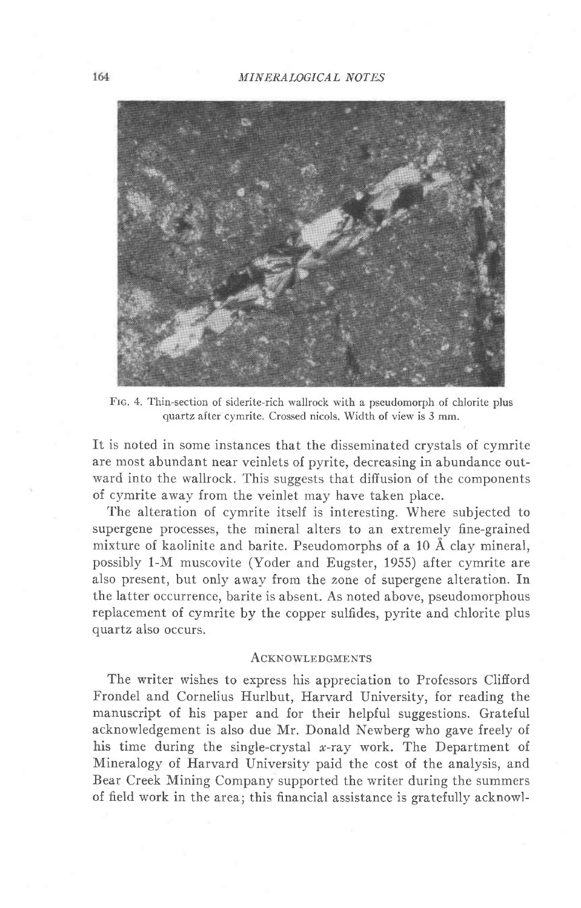FIG. 4. Thin-section of siderite-rich wallrock with a pseudomorph of chlorite plus quartz after cymrite. Crossed nicols. Width of view is 3 mm.

It is noted in some instances that the disseminated crystals of cymrite are most abundant near veinlets of pyrite, decreasing in abundance outward into the wallrock. This suggests that diffusion of the components of cymrite away from the veinlet may have taken place.

The alteration of cymrite itself is interesting. Where subjected to supergene processes, the mineral alters to an extremely fine-grained mixture of kaolinite and barite. Pseudomorphs of a 10 Å clay mineral, possibly 1-M muscovite (Yoder and Eugster, 1955) after cymrite are also present, but only away from the zone of supergene alteration. In the latter occurrence, barite is absent. As noted above, pseudomorphous replacement of cymrite by the copper sulfides, pyrite and chlorite plus quartz also occurs.

## ACKNOWLEDGMENTS

The writer wishes to express his appreciation to Professors Clifford Frondel and Cornelius Hurlbut, Harvard University, for reading the manuscript of his paper and for their helpful suggestions. Grateful acknowledgement is also due Mr. Donald Newberg who gave freely of his time during the single-crystal *x*-ray work. The Department of Mineralogy of Harvard University paid the cost of the analysis, and Bear Creek Mining Company supported the writer during the summers of field work in the area; this financial assistance is gratefully acknowl-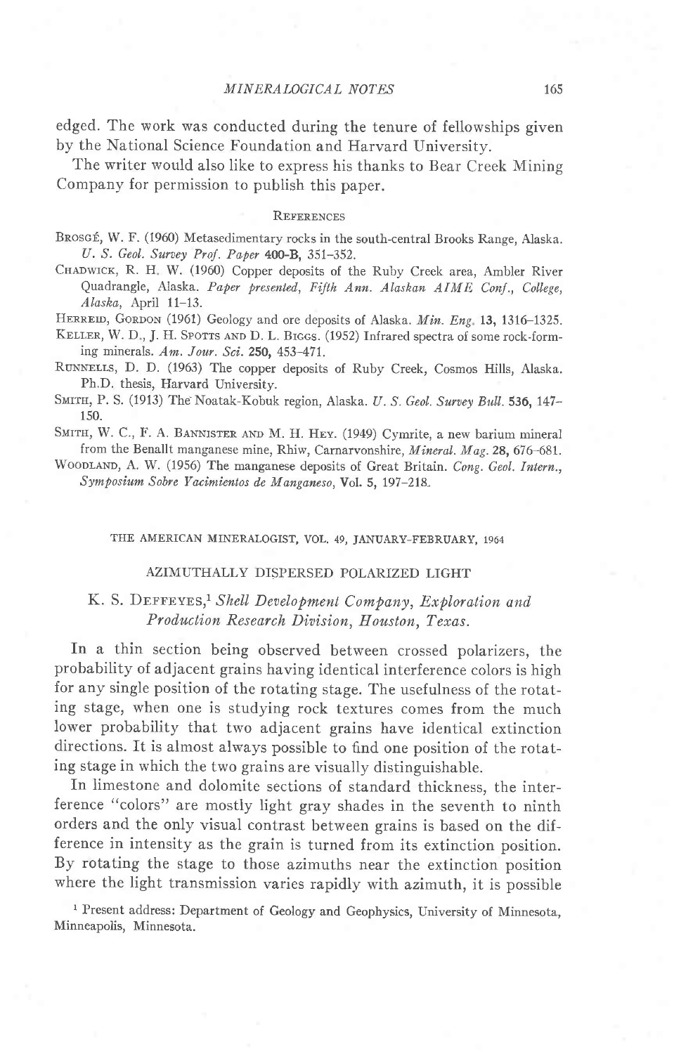edged. The work was conducted during the tenure of fellowships given by the National Science Foundation and Harvard University.

The writer would also like to express his thanks to Bear Creek Mining Company for permission to publish this paper.

### References

Brosgé, W. F. (1960) Metasedimentary rocks in the south-central Brooks Range, Alaska. *U. S. Geol. Survey Prof. Paper* **400-B**, 351–352.

Chadwick, R. H. W. (1960) Copper deposits of the Ruby Creek area, Ambler River Quadrangle, Alaska. *Paper presented, Fifth Ann. Alaskan AIME Conf., College, Alaska*, April 11–13.

Herreid, Gordon (1961) Geology and ore deposits of Alaska. *Min. Eng.* **13**, 1316–1325.

Keller, W. D., J. H. Spotts and D. L. Biggs. (1952) Infrared spectra of some rock-forming minerals. *Am. Jour. Sci.* **250**, 453–471.

Runnells, D. D. (1963) The copper deposits of Ruby Creek, Cosmos Hills, Alaska. Ph.D. thesis, Harvard University.

Smith, P. S. (1913) The Noatak-Kobuk region, Alaska. *U. S. Geol. Survey Bull.* **536**, 147–150.

Smith, W. C., F. A. Bannister and M. H. Hey. (1949) Cymrite, a new barium mineral from the Benallt manganese mine, Rhiw, Carnarvonshire, *Mineral. Mag.* **28**, 676–681.

Woodland, A. W. (1956) The manganese deposits of Great Britain. *Cong. Geol. Intern., Symposium Sobre Yacimientos de Manganeso*, Vol. **5**, 197–218.

THE AMERICAN MINERALOGIST, VOL. 49, JANUARY-FEBRUARY, 1964

# AZIMUTHALLY DISPERSED POLARIZED LIGHT

K. S. Deffeyes,[1] *Shell Development Company, Exploration and Production Research Division, Houston, Texas.*

In a thin section being observed between crossed polarizers, the probability of adjacent grains having identical interference colors is high for any single position of the rotating stage. The usefulness of the rotating stage, when one is studying rock textures comes from the much lower probability that two adjacent grains have identical extinction directions. It is almost always possible to find one position of the rotating stage in which the two grains are visually distinguishable.

In limestone and dolomite sections of standard thickness, the interference "colors" are mostly light gray shades in the seventh to ninth orders and the only visual contrast between grains is based on the difference in intensity as the grain is turned from its extinction position. By rotating the stage to those azimuths near the extinction position where the light transmission varies rapidly with azimuth, it is possible

[1] Present address: Department of Geology and Geophysics, University of Minnesota, Minneapolis, Minnesota.